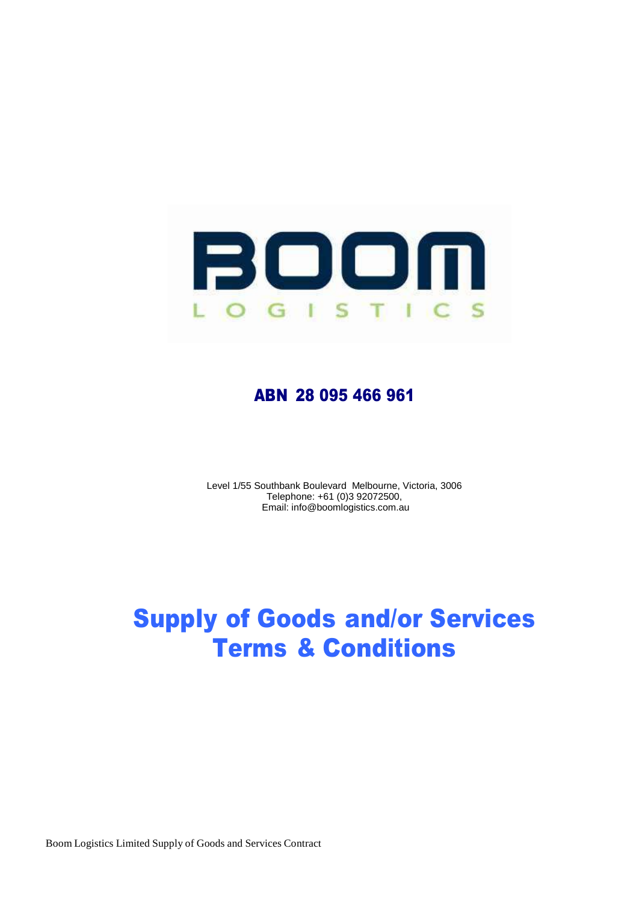BOOM

LOGISTICS

**ABN 28 095 466 961**

Level 1/55 Southbank Boulevard Melbourne, Victoria, 3006
Telephone: +61 (0)3 92072500,
Email: info@boomlogistics.com.au

# Supply of Goods and/or Services Terms & Conditions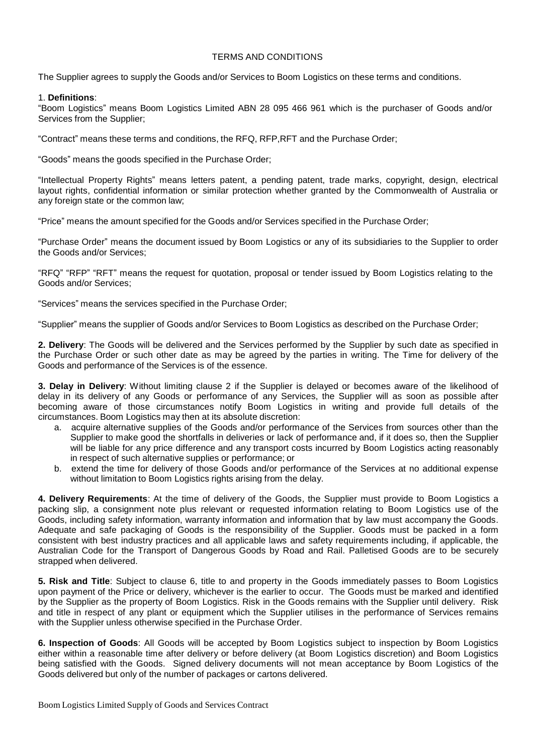TERMS AND CONDITIONS

The Supplier agrees to supply the Goods and/or Services to Boom Logistics on these terms and conditions.

1. **Definitions**:

"Boom Logistics" means Boom Logistics Limited ABN 28 095 466 961 which is the purchaser of Goods and/or Services from the Supplier;

"Contract" means these terms and conditions, the RFQ, RFP,RFT and the Purchase Order;

"Goods" means the goods specified in the Purchase Order;

"Intellectual Property Rights" means letters patent, a pending patent, trade marks, copyright, design, electrical layout rights, confidential information or similar protection whether granted by the Commonwealth of Australia or any foreign state or the common law;

"Price" means the amount specified for the Goods and/or Services specified in the Purchase Order;

"Purchase Order" means the document issued by Boom Logistics or any of its subsidiaries to the Supplier to order the Goods and/or Services;

"RFQ" "RFP" "RFT" means the request for quotation, proposal or tender issued by Boom Logistics relating to the Goods and/or Services;

"Services" means the services specified in the Purchase Order;

"Supplier" means the supplier of Goods and/or Services to Boom Logistics as described on the Purchase Order;

**2. Delivery**: The Goods will be delivered and the Services performed by the Supplier by such date as specified in the Purchase Order or such other date as may be agreed by the parties in writing. The Time for delivery of the Goods and performance of the Services is of the essence.

**3. Delay in Delivery**: Without limiting clause 2 if the Supplier is delayed or becomes aware of the likelihood of delay in its delivery of any Goods or performance of any Services, the Supplier will as soon as possible after becoming aware of those circumstances notify Boom Logistics in writing and provide full details of the circumstances. Boom Logistics may then at its absolute discretion:

a. acquire alternative supplies of the Goods and/or performance of the Services from sources other than the Supplier to make good the shortfalls in deliveries or lack of performance and, if it does so, then the Supplier will be liable for any price difference and any transport costs incurred by Boom Logistics acting reasonably in respect of such alternative supplies or performance; or
b. extend the time for delivery of those Goods and/or performance of the Services at no additional expense without limitation to Boom Logistics rights arising from the delay.

**4. Delivery Requirements**: At the time of delivery of the Goods, the Supplier must provide to Boom Logistics a packing slip, a consignment note plus relevant or requested information relating to Boom Logistics use of the Goods, including safety information, warranty information and information that by law must accompany the Goods. Adequate and safe packaging of Goods is the responsibility of the Supplier. Goods must be packed in a form consistent with best industry practices and all applicable laws and safety requirements including, if applicable, the Australian Code for the Transport of Dangerous Goods by Road and Rail. Palletised Goods are to be securely strapped when delivered.

**5. Risk and Title**: Subject to clause 6, title to and property in the Goods immediately passes to Boom Logistics upon payment of the Price or delivery, whichever is the earlier to occur. The Goods must be marked and identified by the Supplier as the property of Boom Logistics. Risk in the Goods remains with the Supplier until delivery. Risk and title in respect of any plant or equipment which the Supplier utilises in the performance of Services remains with the Supplier unless otherwise specified in the Purchase Order.

**6. Inspection of Goods**: All Goods will be accepted by Boom Logistics subject to inspection by Boom Logistics either within a reasonable time after delivery or before delivery (at Boom Logistics discretion) and Boom Logistics being satisfied with the Goods. Signed delivery documents will not mean acceptance by Boom Logistics of the Goods delivered but only of the number of packages or cartons delivered.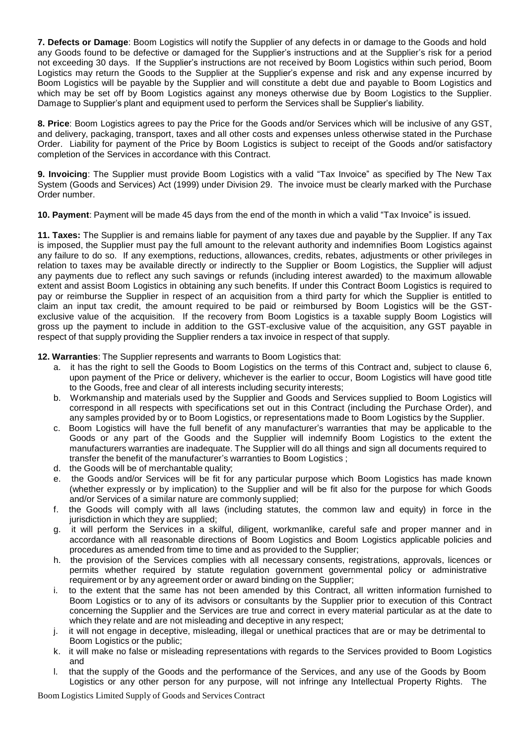**7. Defects or Damage**: Boom Logistics will notify the Supplier of any defects in or damage to the Goods and hold any Goods found to be defective or damaged for the Supplier's instructions and at the Supplier's risk for a period not exceeding 30 days. If the Supplier's instructions are not received by Boom Logistics within such period, Boom Logistics may return the Goods to the Supplier at the Supplier's expense and risk and any expense incurred by Boom Logistics will be payable by the Supplier and will constitute a debt due and payable to Boom Logistics and which may be set off by Boom Logistics against any moneys otherwise due by Boom Logistics to the Supplier. Damage to Supplier's plant and equipment used to perform the Services shall be Supplier's liability.

**8. Price**: Boom Logistics agrees to pay the Price for the Goods and/or Services which will be inclusive of any GST, and delivery, packaging, transport, taxes and all other costs and expenses unless otherwise stated in the Purchase Order. Liability for payment of the Price by Boom Logistics is subject to receipt of the Goods and/or satisfactory completion of the Services in accordance with this Contract.

**9. Invoicing**: The Supplier must provide Boom Logistics with a valid "Tax Invoice" as specified by The New Tax System (Goods and Services) Act (1999) under Division 29. The invoice must be clearly marked with the Purchase Order number.

**10. Payment**: Payment will be made 45 days from the end of the month in which a valid "Tax Invoice" is issued.

**11. Taxes:** The Supplier is and remains liable for payment of any taxes due and payable by the Supplier. If any Tax is imposed, the Supplier must pay the full amount to the relevant authority and indemnifies Boom Logistics against any failure to do so. If any exemptions, reductions, allowances, credits, rebates, adjustments or other privileges in relation to taxes may be available directly or indirectly to the Supplier or Boom Logistics, the Supplier will adjust any payments due to reflect any such savings or refunds (including interest awarded) to the maximum allowable extent and assist Boom Logistics in obtaining any such benefits. If under this Contract Boom Logistics is required to pay or reimburse the Supplier in respect of an acquisition from a third party for which the Supplier is entitled to claim an input tax credit, the amount required to be paid or reimbursed by Boom Logistics will be the GST-exclusive value of the acquisition. If the recovery from Boom Logistics is a taxable supply Boom Logistics will gross up the payment to include in addition to the GST-exclusive value of the acquisition, any GST payable in respect of that supply providing the Supplier renders a tax invoice in respect of that supply.

**12. Warranties**: The Supplier represents and warrants to Boom Logistics that:

a. it has the right to sell the Goods to Boom Logistics on the terms of this Contract and, subject to clause 6, upon payment of the Price or delivery, whichever is the earlier to occur, Boom Logistics will have good title to the Goods, free and clear of all interests including security interests;

b. Workmanship and materials used by the Supplier and Goods and Services supplied to Boom Logistics will correspond in all respects with specifications set out in this Contract (including the Purchase Order), and any samples provided by or to Boom Logistics, or representations made to Boom Logistics by the Supplier.

c. Boom Logistics will have the full benefit of any manufacturer's warranties that may be applicable to the Goods or any part of the Goods and the Supplier will indemnify Boom Logistics to the extent the manufacturers warranties are inadequate. The Supplier will do all things and sign all documents required to transfer the benefit of the manufacturer's warranties to Boom Logistics ;

d. the Goods will be of merchantable quality;

e. the Goods and/or Services will be fit for any particular purpose which Boom Logistics has made known (whether expressly or by implication) to the Supplier and will be fit also for the purpose for which Goods and/or Services of a similar nature are commonly supplied;

f. the Goods will comply with all laws (including statutes, the common law and equity) in force in the jurisdiction in which they are supplied;

g. it will perform the Services in a skilful, diligent, workmanlike, careful safe and proper manner and in accordance with all reasonable directions of Boom Logistics and Boom Logistics applicable policies and procedures as amended from time to time and as provided to the Supplier;

h. the provision of the Services complies with all necessary consents, registrations, approvals, licences or permits whether required by statute regulation government governmental policy or administrative requirement or by any agreement order or award binding on the Supplier;

i. to the extent that the same has not been amended by this Contract, all written information furnished to Boom Logistics or to any of its advisors or consultants by the Supplier prior to execution of this Contract concerning the Supplier and the Services are true and correct in every material particular as at the date to which they relate and are not misleading and deceptive in any respect;

j. it will not engage in deceptive, misleading, illegal or unethical practices that are or may be detrimental to Boom Logistics or the public;

k. it will make no false or misleading representations with regards to the Services provided to Boom Logistics and

l. that the supply of the Goods and the performance of the Services, and any use of the Goods by Boom Logistics or any other person for any purpose, will not infringe any Intellectual Property Rights. The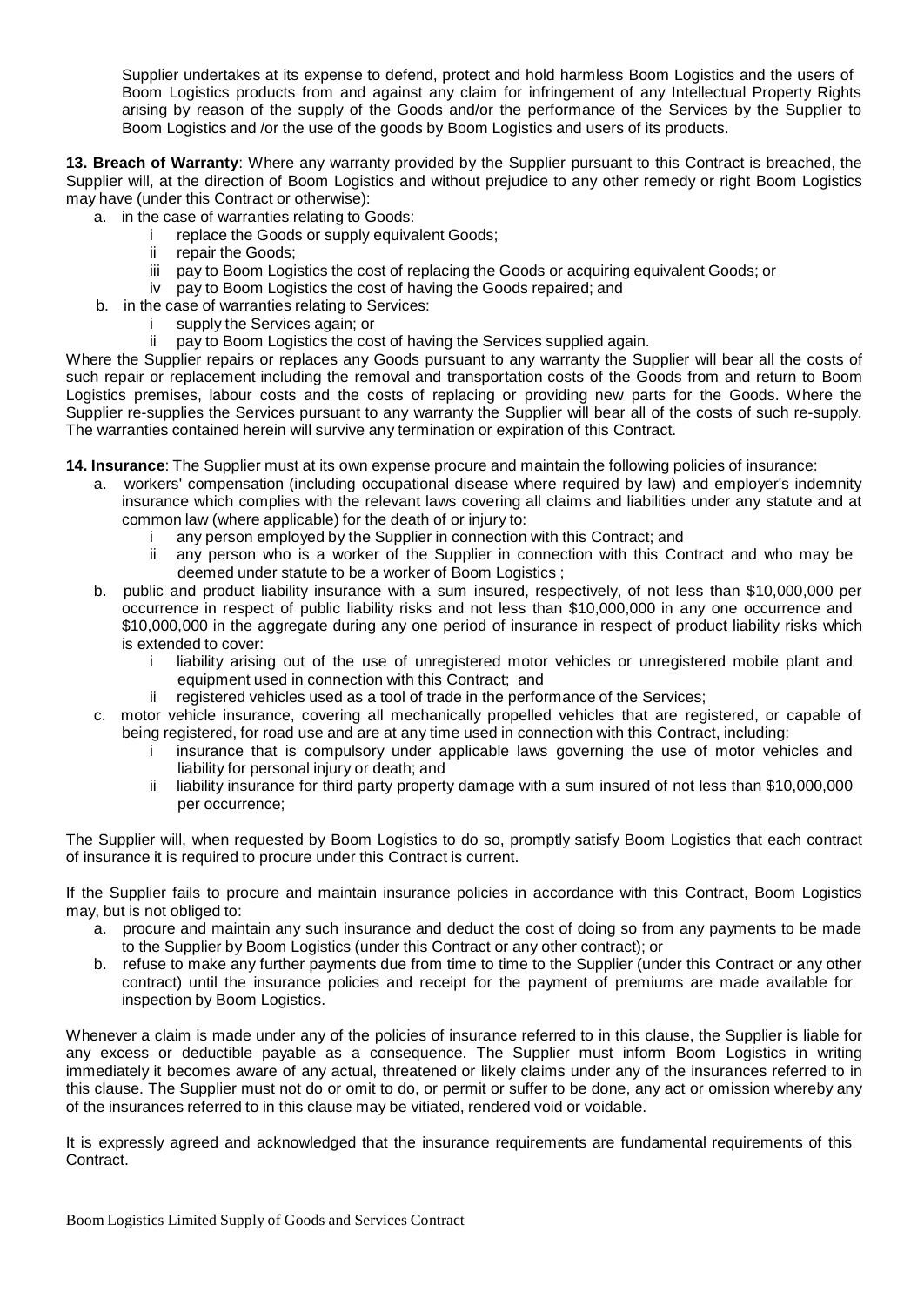Supplier undertakes at its expense to defend, protect and hold harmless Boom Logistics and the users of Boom Logistics products from and against any claim for infringement of any Intellectual Property Rights arising by reason of the supply of the Goods and/or the performance of the Services by the Supplier to Boom Logistics and /or the use of the goods by Boom Logistics and users of its products.

**13. Breach of Warranty**: Where any warranty provided by the Supplier pursuant to this Contract is breached, the Supplier will, at the direction of Boom Logistics and without prejudice to any other remedy or right Boom Logistics may have (under this Contract or otherwise):

a. in the case of warranties relating to Goods:
   - i replace the Goods or supply equivalent Goods;
   - ii repair the Goods;
   - iii pay to Boom Logistics the cost of replacing the Goods or acquiring equivalent Goods; or
   - iv pay to Boom Logistics the cost of having the Goods repaired; and

b. in the case of warranties relating to Services:
   - i supply the Services again; or
   - ii pay to Boom Logistics the cost of having the Services supplied again.

Where the Supplier repairs or replaces any Goods pursuant to any warranty the Supplier will bear all the costs of such repair or replacement including the removal and transportation costs of the Goods from and return to Boom Logistics premises, labour costs and the costs of replacing or providing new parts for the Goods. Where the Supplier re-supplies the Services pursuant to any warranty the Supplier will bear all of the costs of such re-supply. The warranties contained herein will survive any termination or expiration of this Contract.

**14. Insurance**: The Supplier must at its own expense procure and maintain the following policies of insurance:

a. workers' compensation (including occupational disease where required by law) and employer's indemnity insurance which complies with the relevant laws covering all claims and liabilities under any statute and at common law (where applicable) for the death of or injury to:
   - i any person employed by the Supplier in connection with this Contract; and
   - ii any person who is a worker of the Supplier in connection with this Contract and who may be deemed under statute to be a worker of Boom Logistics ;

b. public and product liability insurance with a sum insured, respectively, of not less than $10,000,000 per occurrence in respect of public liability risks and not less than $10,000,000 in any one occurrence and $10,000,000 in the aggregate during any one period of insurance in respect of product liability risks which is extended to cover:
   - i liability arising out of the use of unregistered motor vehicles or unregistered mobile plant and equipment used in connection with this Contract; and
   - ii registered vehicles used as a tool of trade in the performance of the Services;

c. motor vehicle insurance, covering all mechanically propelled vehicles that are registered, or capable of being registered, for road use and are at any time used in connection with this Contract, including:
   - i insurance that is compulsory under applicable laws governing the use of motor vehicles and liability for personal injury or death; and
   - ii liability insurance for third party property damage with a sum insured of not less than $10,000,000 per occurrence;

The Supplier will, when requested by Boom Logistics to do so, promptly satisfy Boom Logistics that each contract of insurance it is required to procure under this Contract is current.

If the Supplier fails to procure and maintain insurance policies in accordance with this Contract, Boom Logistics may, but is not obliged to:

a. procure and maintain any such insurance and deduct the cost of doing so from any payments to be made to the Supplier by Boom Logistics (under this Contract or any other contract); or
b. refuse to make any further payments due from time to time to the Supplier (under this Contract or any other contract) until the insurance policies and receipt for the payment of premiums are made available for inspection by Boom Logistics.

Whenever a claim is made under any of the policies of insurance referred to in this clause, the Supplier is liable for any excess or deductible payable as a consequence. The Supplier must inform Boom Logistics in writing immediately it becomes aware of any actual, threatened or likely claims under any of the insurances referred to in this clause. The Supplier must not do or omit to do, or permit or suffer to be done, any act or omission whereby any of the insurances referred to in this clause may be vitiated, rendered void or voidable.

It is expressly agreed and acknowledged that the insurance requirements are fundamental requirements of this Contract.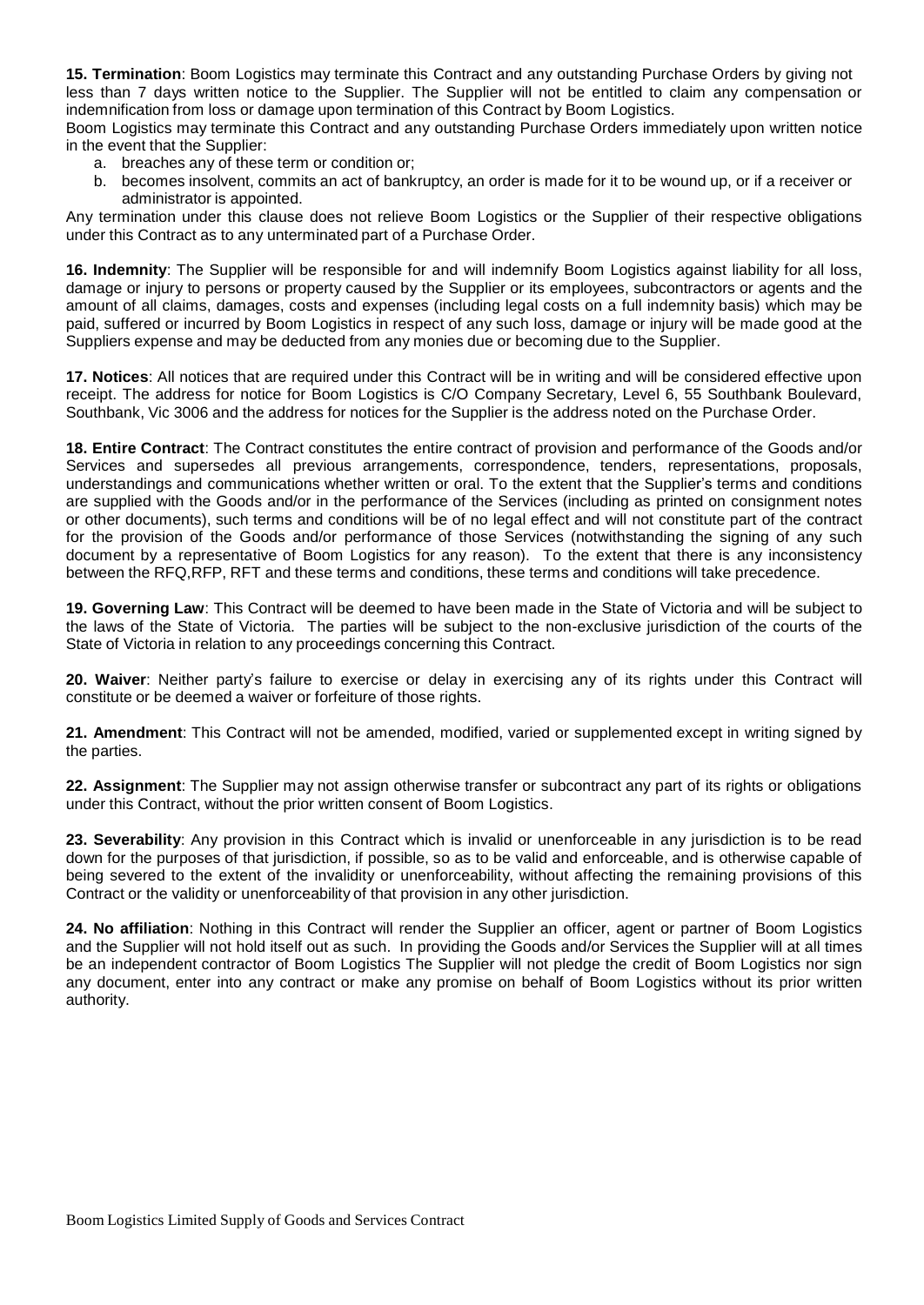**15. Termination**: Boom Logistics may terminate this Contract and any outstanding Purchase Orders by giving not less than 7 days written notice to the Supplier. The Supplier will not be entitled to claim any compensation or indemnification from loss or damage upon termination of this Contract by Boom Logistics.

Boom Logistics may terminate this Contract and any outstanding Purchase Orders immediately upon written notice in the event that the Supplier:

a. breaches any of these term or condition or;
b. becomes insolvent, commits an act of bankruptcy, an order is made for it to be wound up, or if a receiver or administrator is appointed.

Any termination under this clause does not relieve Boom Logistics or the Supplier of their respective obligations under this Contract as to any unterminated part of a Purchase Order.

**16. Indemnity**: The Supplier will be responsible for and will indemnify Boom Logistics against liability for all loss, damage or injury to persons or property caused by the Supplier or its employees, subcontractors or agents and the amount of all claims, damages, costs and expenses (including legal costs on a full indemnity basis) which may be paid, suffered or incurred by Boom Logistics in respect of any such loss, damage or injury will be made good at the Suppliers expense and may be deducted from any monies due or becoming due to the Supplier.

**17. Notices**: All notices that are required under this Contract will be in writing and will be considered effective upon receipt. The address for notice for Boom Logistics is C/O Company Secretary, Level 6, 55 Southbank Boulevard, Southbank, Vic 3006 and the address for notices for the Supplier is the address noted on the Purchase Order.

**18. Entire Contract**: The Contract constitutes the entire contract of provision and performance of the Goods and/or Services and supersedes all previous arrangements, correspondence, tenders, representations, proposals, understandings and communications whether written or oral. To the extent that the Supplier's terms and conditions are supplied with the Goods and/or in the performance of the Services (including as printed on consignment notes or other documents), such terms and conditions will be of no legal effect and will not constitute part of the contract for the provision of the Goods and/or performance of those Services (notwithstanding the signing of any such document by a representative of Boom Logistics for any reason). To the extent that there is any inconsistency between the RFQ,RFP, RFT and these terms and conditions, these terms and conditions will take precedence.

**19. Governing Law**: This Contract will be deemed to have been made in the State of Victoria and will be subject to the laws of the State of Victoria. The parties will be subject to the non-exclusive jurisdiction of the courts of the State of Victoria in relation to any proceedings concerning this Contract.

**20. Waiver**: Neither party's failure to exercise or delay in exercising any of its rights under this Contract will constitute or be deemed a waiver or forfeiture of those rights.

**21. Amendment**: This Contract will not be amended, modified, varied or supplemented except in writing signed by the parties.

**22. Assignment**: The Supplier may not assign otherwise transfer or subcontract any part of its rights or obligations under this Contract, without the prior written consent of Boom Logistics.

**23. Severability**: Any provision in this Contract which is invalid or unenforceable in any jurisdiction is to be read down for the purposes of that jurisdiction, if possible, so as to be valid and enforceable, and is otherwise capable of being severed to the extent of the invalidity or unenforceability, without affecting the remaining provisions of this Contract or the validity or unenforceability of that provision in any other jurisdiction.

**24. No affiliation**: Nothing in this Contract will render the Supplier an officer, agent or partner of Boom Logistics and the Supplier will not hold itself out as such. In providing the Goods and/or Services the Supplier will at all times be an independent contractor of Boom Logistics The Supplier will not pledge the credit of Boom Logistics nor sign any document, enter into any contract or make any promise on behalf of Boom Logistics without its prior written authority.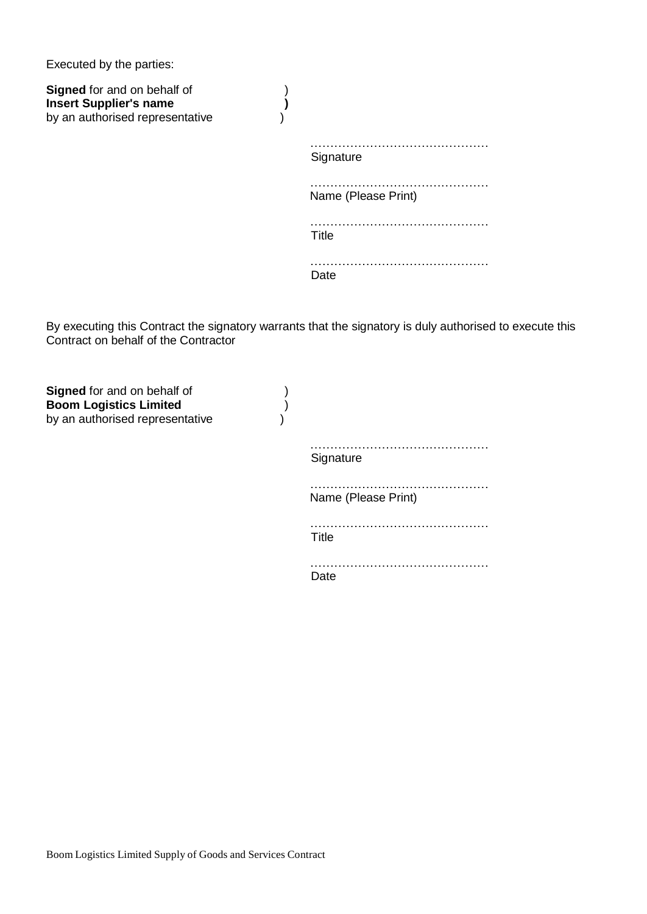Executed by the parties:

**Signed** for and on behalf of )
**Insert Supplier's name )**
by an authorised representative )

………………………………………
Signature

………………………………………
Name (Please Print)

………………………………………
Title

………………………………………
Date

By executing this Contract the signatory warrants that the signatory is duly authorised to execute this Contract on behalf of the Contractor

**Signed** for and on behalf of )
**Boom Logistics Limited** )
by an authorised representative )

………………………………………
Signature

………………………………………
Name (Please Print)

………………………………………
Title

………………………………………
Date